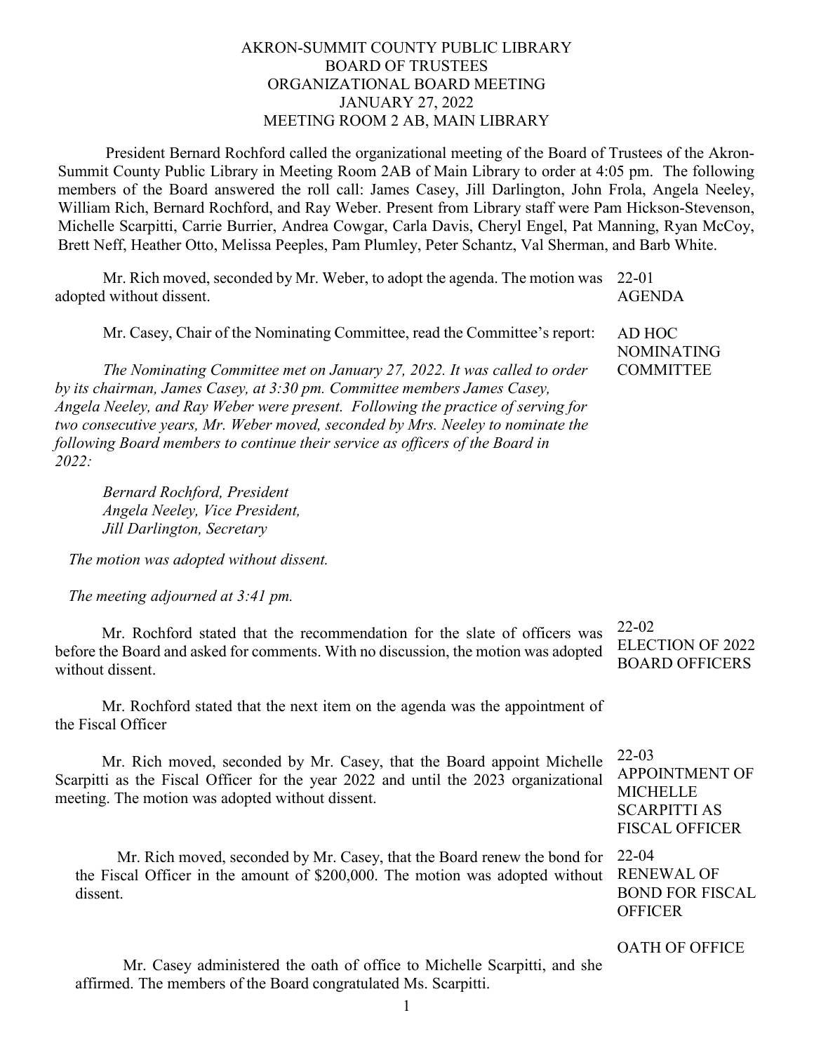# AKRON-SUMMIT COUNTY PUBLIC LIBRARY
## BOARD OF TRUSTEES
## ORGANIZATIONAL BOARD MEETING
## JANUARY 27, 2022
## MEETING ROOM 2 AB, MAIN LIBRARY

President Bernard Rochford called the organizational meeting of the Board of Trustees of the Akron-Summit County Public Library in Meeting Room 2AB of Main Library to order at 4:05 pm. The following members of the Board answered the roll call: James Casey, Jill Darlington, John Frola, Angela Neeley, William Rich, Bernard Rochford, and Ray Weber. Present from Library staff were Pam Hickson-Stevenson, Michelle Scarpitti, Carrie Burrier, Andrea Cowgar, Carla Davis, Cheryl Engel, Pat Manning, Ryan McCoy, Brett Neff, Heather Otto, Melissa Peeples, Pam Plumley, Peter Schantz, Val Sherman, and Barb White.

**22-01 AGENDA**

Mr. Rich moved, seconded by Mr. Weber, to adopt the agenda. The motion was adopted without dissent.

**AD HOC NOMINATING COMMITTEE**

Mr. Casey, Chair of the Nominating Committee, read the Committee's report:

*The Nominating Committee met on January 27, 2022. It was called to order by its chairman, James Casey, at 3:30 pm. Committee members James Casey, Angela Neeley, and Ray Weber were present. Following the practice of serving for two consecutive years, Mr. Weber moved, seconded by Mrs. Neeley to nominate the following Board members to continue their service as officers of the Board in 2022:*

*Bernard Rochford, President*
*Angela Neeley, Vice President,*
*Jill Darlington, Secretary*

*The motion was adopted without dissent.*

*The meeting adjourned at 3:41 pm.*

**22-02 ELECTION OF 2022 BOARD OFFICERS**

Mr. Rochford stated that the recommendation for the slate of officers was before the Board and asked for comments. With no discussion, the motion was adopted without dissent.

Mr. Rochford stated that the next item on the agenda was the appointment of the Fiscal Officer

**22-03 APPOINTMENT OF MICHELLE SCARPITTI AS FISCAL OFFICER**

Mr. Rich moved, seconded by Mr. Casey, that the Board appoint Michelle Scarpitti as the Fiscal Officer for the year 2022 and until the 2023 organizational meeting. The motion was adopted without dissent.

**22-04 RENEWAL OF BOND FOR FISCAL OFFICER**

Mr. Rich moved, seconded by Mr. Casey, that the Board renew the bond for the Fiscal Officer in the amount of $200,000. The motion was adopted without dissent.

**OATH OF OFFICE**

Mr. Casey administered the oath of office to Michelle Scarpitti, and she affirmed. The members of the Board congratulated Ms. Scarpitti.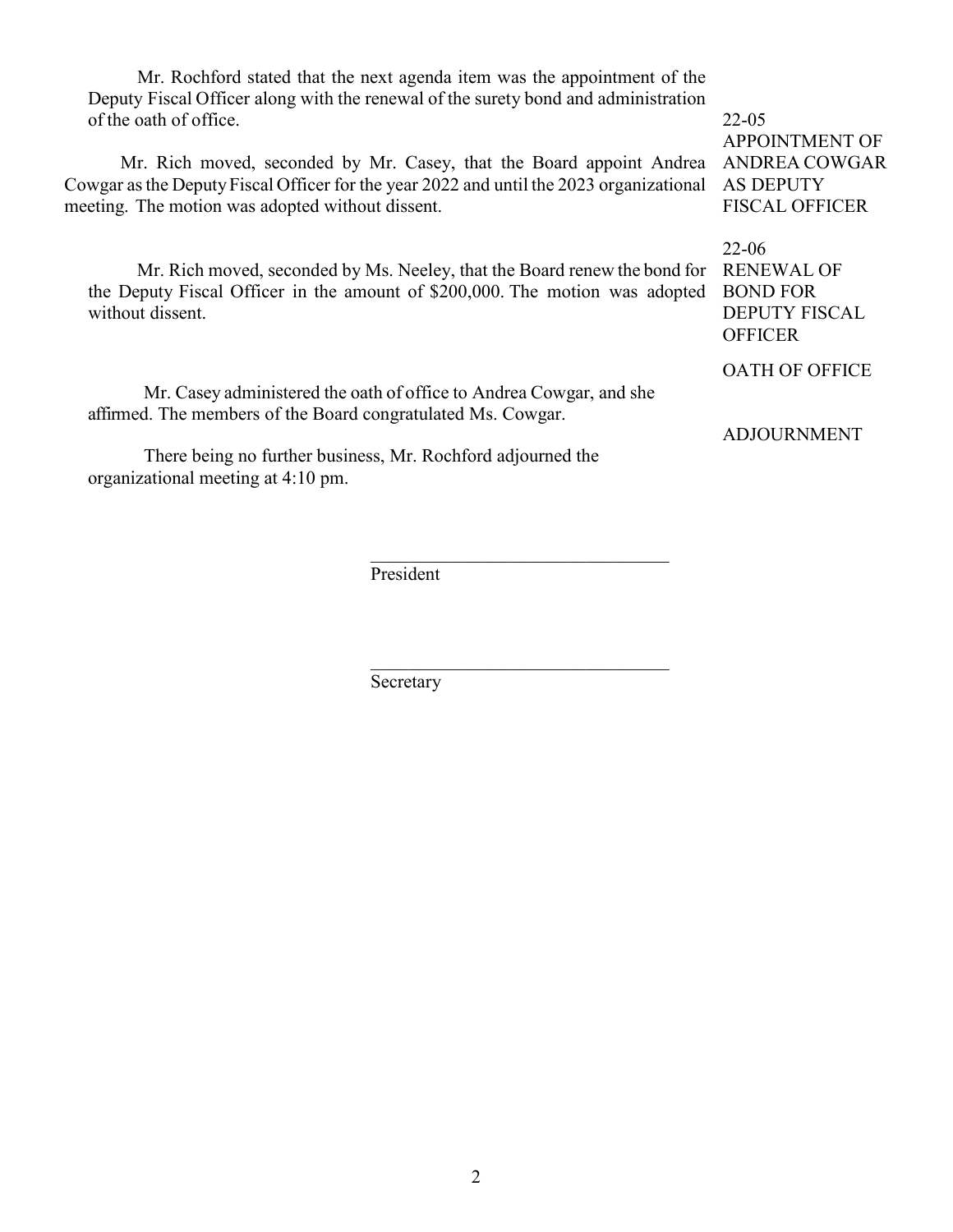Mr. Rochford stated that the next agenda item was the appointment of the Deputy Fiscal Officer along with the renewal of the surety bond and administration of the oath of office.

**22-05 APPOINTMENT OF ANDREA COWGAR AS DEPUTY FISCAL OFFICER**

Mr. Rich moved, seconded by Mr. Casey, that the Board appoint Andrea Cowgar as the Deputy Fiscal Officer for the year 2022 and until the 2023 organizational meeting. The motion was adopted without dissent.

**22-06 RENEWAL OF BOND FOR DEPUTY FISCAL OFFICER**

Mr. Rich moved, seconded by Ms. Neeley, that the Board renew the bond for the Deputy Fiscal Officer in the amount of $200,000. The motion was adopted without dissent.

**OATH OF OFFICE**

Mr. Casey administered the oath of office to Andrea Cowgar, and she affirmed. The members of the Board congratulated Ms. Cowgar.

**ADJOURNMENT**

There being no further business, Mr. Rochford adjourned the organizational meeting at 4:10 pm.

\_\_\_\_\_\_\_\_\_\_\_\_\_\_\_\_\_\_\_\_\_\_\_\_\_\_\_\_\_\_\_\_\_

President

\_\_\_\_\_\_\_\_\_\_\_\_\_\_\_\_\_\_\_\_\_\_\_\_\_\_\_\_\_\_\_\_\_

Secretary